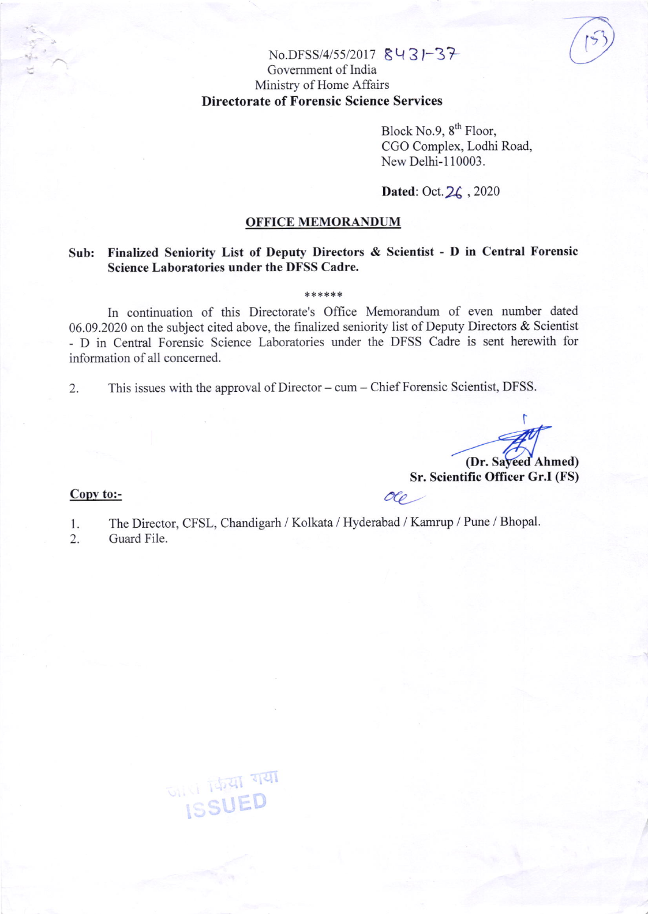No.DFSS/4/55/2017 8431-37

Government of India

Ministry of Home Affairs

**Directorate of Forensic Science Services**

Block No.9, 8th Floor,
CGO Complex, Lodhi Road,
New Delhi-110003.

**Dated**: Oct. 26 , 2020

**OFFICE MEMORANDUM**

**Sub: Finalized Seniority List of Deputy Directors & Scientist - D in Central Forensic Science Laboratories under the DFSS Cadre.**

******

In continuation of this Directorate's Office Memorandum of even number dated 06.09.2020 on the subject cited above, the finalized seniority list of Deputy Directors & Scientist - D in Central Forensic Science Laboratories under the DFSS Cadre is sent herewith for information of all concerned.

2. This issues with the approval of Director – cum – Chief Forensic Scientist, DFSS.

**(Dr. Sayeed Ahmed)**
**Sr. Scientific Officer Gr.I (FS)**

**Copy to:-**

1. The Director, CFSL, Chandigarh / Kolkata / Hyderabad / Kamrup / Pune / Bhopal.
2. Guard File.

जारी किया गया
ISSUED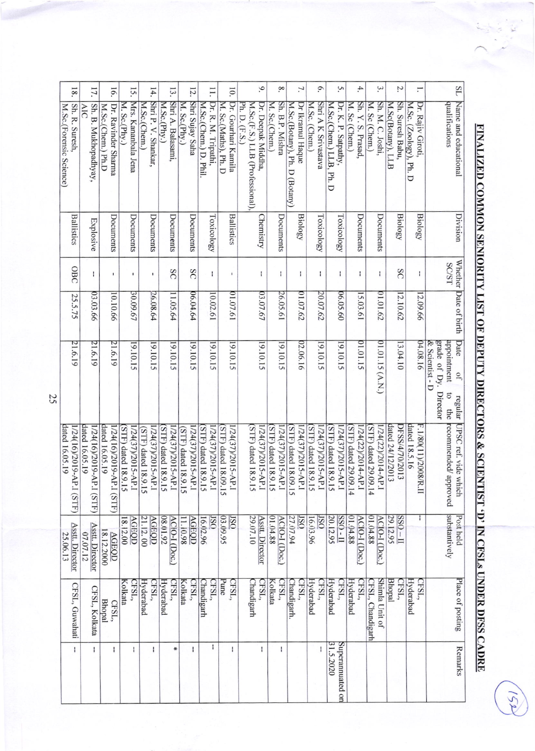# FINALIZED COMMON SENIORITY LIST OF DEPUTY DIRECTORS & SCIENTIST 'D' IN CFSLs UNDER DFSS CADRE

| SL | Name and educational qualifications | Division | Whether SC/ST | Date of birth | Date of regular appointment to the grade of Dy. Director & Scientist - D | UPSC ref. vide which recommended/ approved | Post held substantively | Place of posting | Remarks |
|---|---|---|---|---|---|---|---|---|---|
| 1. | Dr. Rajiv Giroti, M.Sc. (Zoology), Ph. D | Biology | -- | 12.09.66 | 04.08.16 | F.1/80(11)/2008/R.II dated 18.5.16 | -- | CFSL, Hyderabad | |
| 2. | Sh. Suresh Babu, M.Sc(Botany), LLB | Biology | SC | 12.10.62 | 13.04.10 | DFSS/4/70/2013 dated 24/12/2013 | SSO – II 29.12.95 | CFSL, Bhopal | |
| 3. | Sh. M. C. Joshi, M. Sc (Chem.) | Documents | -- | 01.01.62 | 01.01.15 (A.N) | 1/24(22)/2014-AP.I (STF) dated 29.09.14 | ACIO-I (Doc.) 01.04.88 | Shimla Unit of CFSL, Chandigarh | |
| 4. | Sh. Y. S. Prasad, M. Sc (Chem.) | Documents | -- | 15.03.61 | 01.01.15 | 1/24(22)/2014-AP.I (STF) dated 29.09.14 | ACIO-I (Doc.) 01.04.88 | CFSL, Hyderabad | |
| 5. | Dr. K. P. Satpathy, M.Sc(Chem.) LLB, Ph. D | Toxicology | -- | 06.05.60 | 19.10.15 | 1/24(37)/2015-AP.I (STF) dated 18.9.15 | SSO – II 20.12.95 | CFSL, Hyderabad | Superannuated on 31.5.2020 |
| 6. | Shri A K Srivastava M.Sc. (Chem.) | Toxicology | -- | 20.07.62 | 19.10.15 | 1/24(37)/2015-AP.I (STF) dated 18.9.15 | JSO 16.03.96 | CFSL, Hyderabad | -- |
| 7. | Dr Ikramul Haque M.Sc(Botany), Ph. D (Botany) | Biology | -- | 01.07.62 | 02.06.16 | 1/24(37)/2015-AP.I (STF) dated 18.09.15 | JSO 27.07.94 | CFSL, Chandigarh. | |
| 8. | Sh. B.P. Mishra M. Sc(Chem.) | Documents | -- | 26.05.61 | 19.10.15 | 1/24(37)/2015-AP.I (STF) dated 18.9.15 | ACIO-I (Doc.) 01.04.88 | CFSL, Kolkata | -- |
| 9. | Dr. Deepak Middha, M.Sc.(F.S.) LLB (Professional), Ph. D. (F.S.) | Chemistry | -- | 03.07.67 | 19.10.15 | 1/24(37)/2015-AP.I (STF) dated 18.9.15 | Asstt. Director 29.07.10 | CFSL, Chandigarh | -- |
| 10. | Dr. Gourhari Kamila M. Sc(Maths), Ph. D | Ballistics | - | 01.07.61 | 19.10.15 | 1/24(37)/2015-AP.I (STF) dated 18.09.15 | JSO 03.09.95 | CFSL, Pune | -- |
| 11. | Dr. R. M. Tripathi, M.Sc.(Chem.) D. Phil. | Toxicology | -- | 10.02.61 | 19.10.15 | 1/24(37)/2015-AP.I (STF) dated 18.9.15 | JSO 16.02.96 | CFSL, Chandigarh | -- |
| 12. | Shri Sujay Saha M. Sc(Phy.) | Documents | SC | 06.04.64 | 19.10.15 | 1/24(37)/2015-AP.I (STF) dated 18.9.15 | AGEQD 11.10.98 | CFSL, Kolkata | -- |
| 13. | Shri A. Balasami, M.Sc(Phy.) | Documents | SC | 11.05.64 | 19.10.15 | 1/24(37)/2015-AP.I (STF) dated 18.9.15 | ACIO-I (Doc.) 08.01.92 | CFSL, Hyderabad | * |
| 14. | Shri P. V. Shankar, M.Sc.(Chem.) | Documents | - | 26.08.64 | 19.10.15 | 1/24(37)/2015-AP.I (STF) dated 18.9.15 | AGEQD 21.12.00 | CFSL, Hyderabad | -- |
| 15. | Mrs. Kananbala Jena M. Sc.(Phy.) | Documents | - | 30.09.67 | 19.10.15 | 1/24(37)/2015-AP.I (STF) dated 18.9.15 | AGEQD 18.12.00 | CFSL, Kolkata | -- |
| 16. | Dr. Ravinder Sharma M.Sc.(Chem.) Ph.D | Documents | - | 10.10.66 | 21.6.19 | 1/24(16)/2019-AP.I (STF) dated 16.05.19 | AGEQD 18.12.2000 | CFSL, Bhopal | -- |
| 17. | Sh. B. Mukhopadhyay, AIC | Explosive | -- | 03.03.66 | 21.6.19 | 1/24(16)/2019-AP.I (STF) dated 16.05.19 | Asstt. Director 07.07.12 | CFSL, Kolkata | -- |
| 18. | Sh. R. Suresh, M.Sc.(Forensic Science) | Ballistics | OBC | 25.5.75 | 21.6.19 | 1/24(16)/2019-AP.I (STF) dated 16.05.19 | Asstt. Director 25.06.13 | CFSL, Guwahati | -- |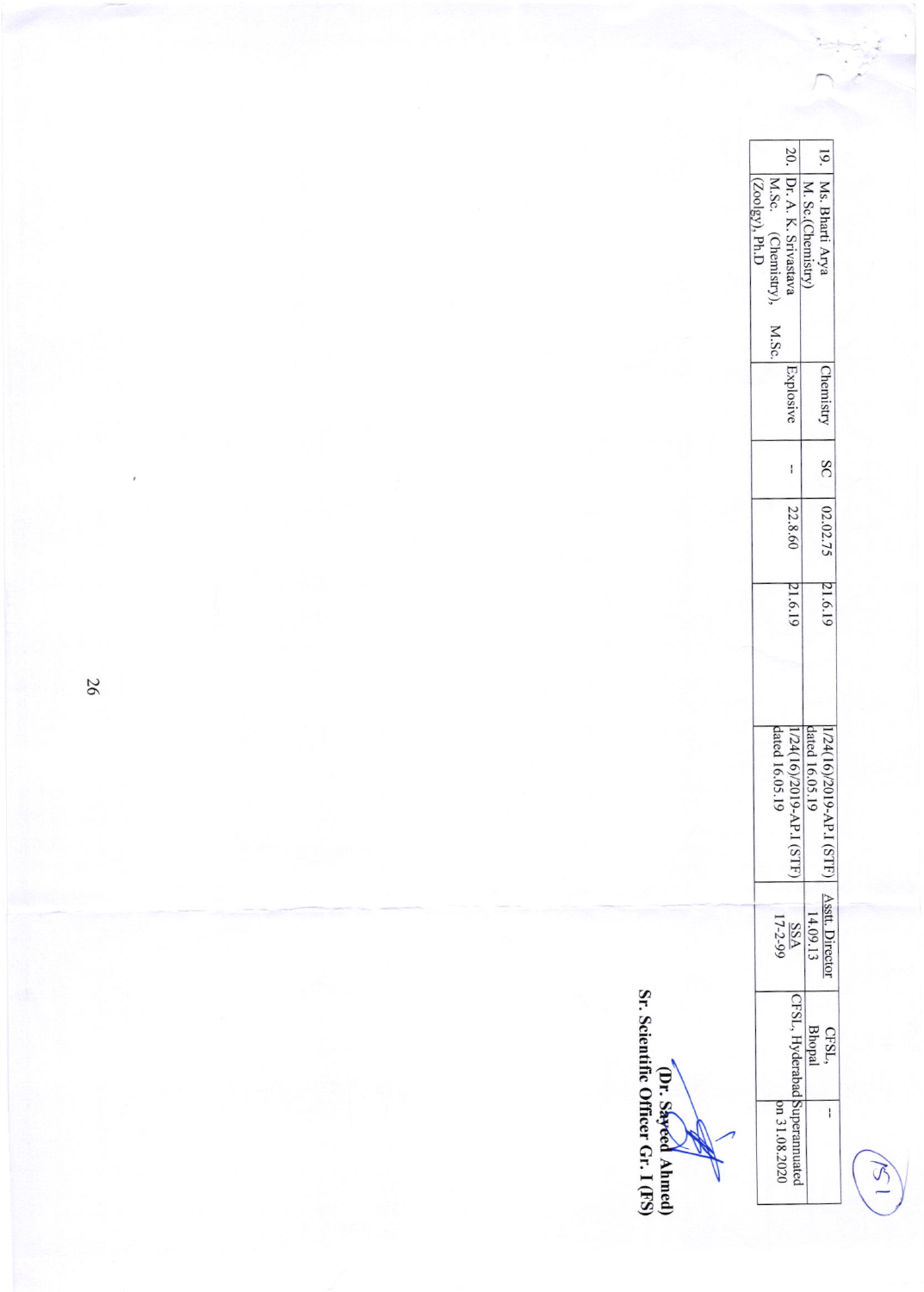| | | | | | | | | | |
|---|---|---|---|---|---|---|---|---|---|
| 19. | Ms. Bharti Arya M. Sc.(Chemistry) | Chemistry | SC | 02.02.75 | 21.6.19 | 1/24(16)/2019-AP.I (STF) dated 16.05.19 | Asstt. Director 14.09.13 | CFSL, Bhopal | -- |
| 20. | Dr. A. K. Srivastava M.Sc. (Chemistry), M.Sc. (Zoolgy), Ph.D | Explosive | -- | 22.8.60 | 21.6.19 | 1/24(16)/2019-AP.I (STF) dated 16.05.19 | SSA 17-2-99 | CFSL, Hyderabad | Superannuated on 31.08.2020 |

(Dr. Sayeed Ahmed)
Sr. Scientific Officer Gr. I (FS)